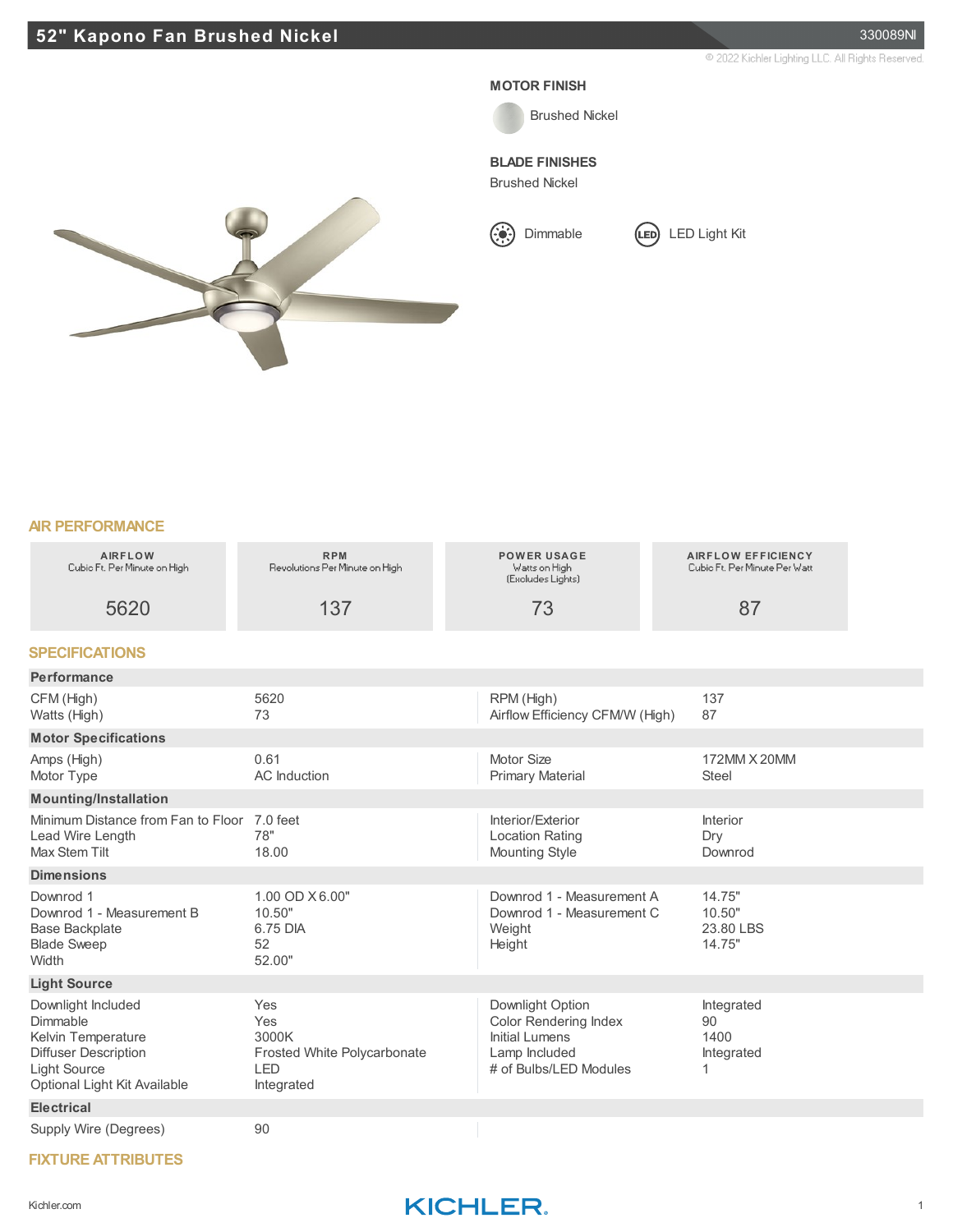# 52" Kapono Fan Brushed Nickel

330089NI

© 2022 Kichler Lighting LLC. All Rights Reserved.

**MOTOR FINISH**

Brushed Nickel

**BLADE FINISHES**

Brushed Nickel

Dimmable

LED Light Kit

## AIR PERFORMANCE

| AIRFLOW Cubic Ft. Per Minute on High | RPM Revolutions Per Minute on High | POWER USAGE Watts on High (Excludes Lights) | AIRFLOW EFFICIENCY Cubic Ft. Per Minute Per Watt |
|---|---|---|---|
| 5620 | 137 | 73 | 87 |

## SPECIFICATIONS

### Performance

| | | | |
|---|---|---|---|
| CFM (High) | 5620 | RPM (High) | 137 |
| Watts (High) | 73 | Airflow Efficiency CFM/W (High) | 87 |

### Motor Specifications

| | | | |
|---|---|---|---|
| Amps (High) | 0.61 | Motor Size | 172MM X 20MM |
| Motor Type | AC Induction | Primary Material | Steel |

### Mounting/Installation

| | | | |
|---|---|---|---|
| Minimum Distance from Fan to Floor | 7.0 feet | Interior/Exterior | Interior |
| Lead Wire Length | 78" | Location Rating | Dry |
| Max Stem Tilt | 18.00 | Mounting Style | Downrod |

### Dimensions

| | | | |
|---|---|---|---|
| Downrod 1 | 1.00 OD X 6.00" | Downrod 1 - Measurement A | 14.75" |
| Downrod 1 - Measurement B | 10.50" | Downrod 1 - Measurement C | 10.50" |
| Base Backplate | 6.75 DIA | Weight | 23.80 LBS |
| Blade Sweep | 52 | Height | 14.75" |
| Width | 52.00" | | |

### Light Source

| | | | |
|---|---|---|---|
| Downlight Included | Yes | Downlight Option | Integrated |
| Dimmable | Yes | Color Rendering Index | 90 |
| Kelvin Temperature | 3000K | Initial Lumens | 1400 |
| Diffuser Description | Frosted White Polycarbonate | Lamp Included | Integrated |
| Light Source | LED | # of Bulbs/LED Modules | 1 |
| Optional Light Kit Available | Integrated | | |

### Electrical

| | |
|---|---|
| Supply Wire (Degrees) | 90 |

## FIXTURE ATTRIBUTES

Kichler.com

KICHLER.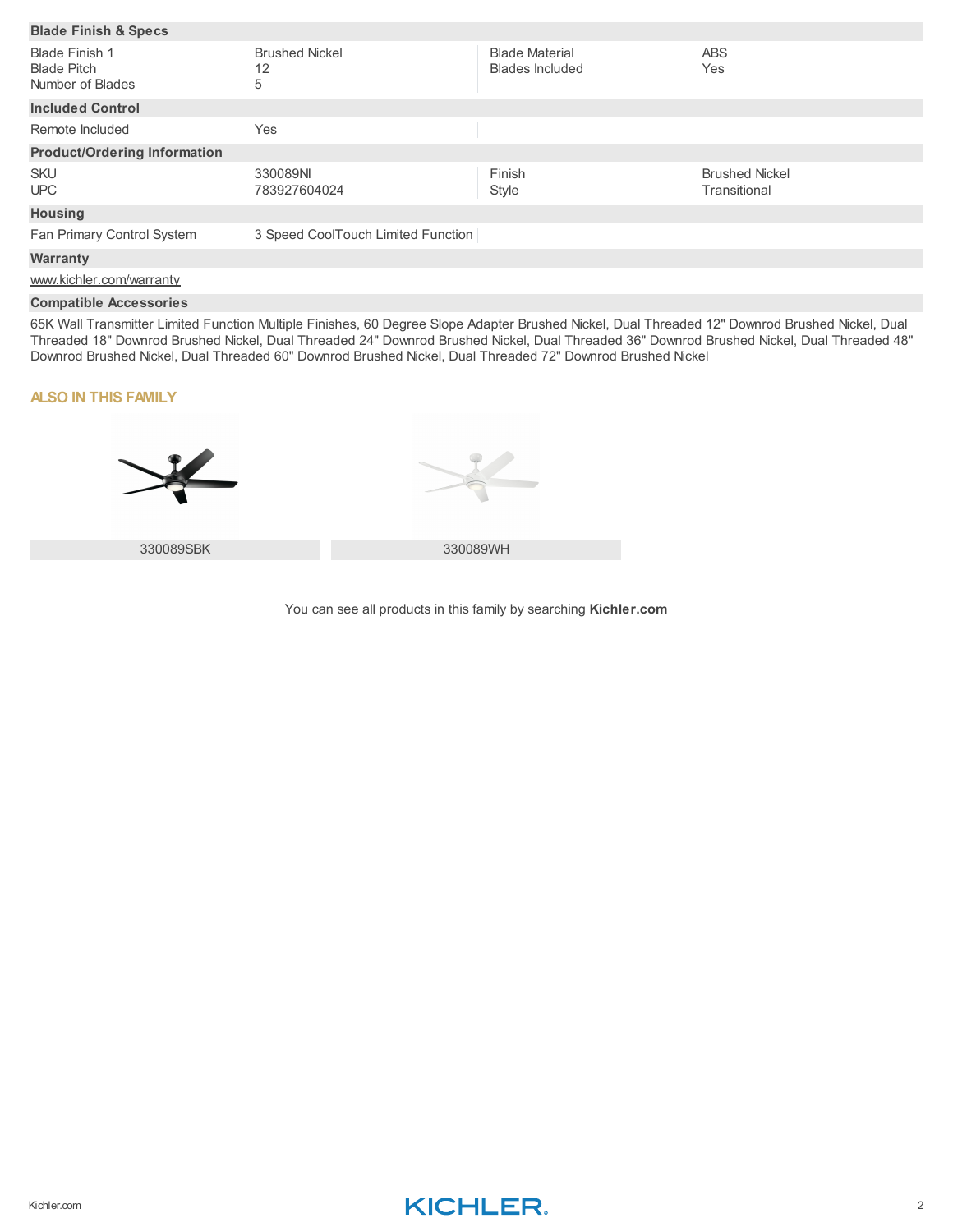## Blade Finish & Specs

| | | | |
|---|---|---|---|
| Blade Finish 1 | Brushed Nickel | Blade Material | ABS |
| Blade Pitch | 12 | Blades Included | Yes |
| Number of Blades | 5 | | |

## Included Control

| | |
|---|---|
| Remote Included | Yes |

## Product/Ordering Information

| | | | |
|---|---|---|---|
| SKU | 330089NI | Finish | Brushed Nickel |
| UPC | 783927604024 | Style | Transitional |

## Housing

| | |
|---|---|
| Fan Primary Control System | 3 Speed CoolTouch Limited Function |

## Warranty

www.kichler.com/warranty

## Compatible Accessories

65K Wall Transmitter Limited Function Multiple Finishes, 60 Degree Slope Adapter Brushed Nickel, Dual Threaded 12" Downrod Brushed Nickel, Dual Threaded 18" Downrod Brushed Nickel, Dual Threaded 24" Downrod Brushed Nickel, Dual Threaded 36" Downrod Brushed Nickel, Dual Threaded 48" Downrod Brushed Nickel, Dual Threaded 60" Downrod Brushed Nickel, Dual Threaded 72" Downrod Brushed Nickel

## ALSO IN THIS FAMILY

330089SBK

330089WH

You can see all products in this family by searching **Kichler.com**